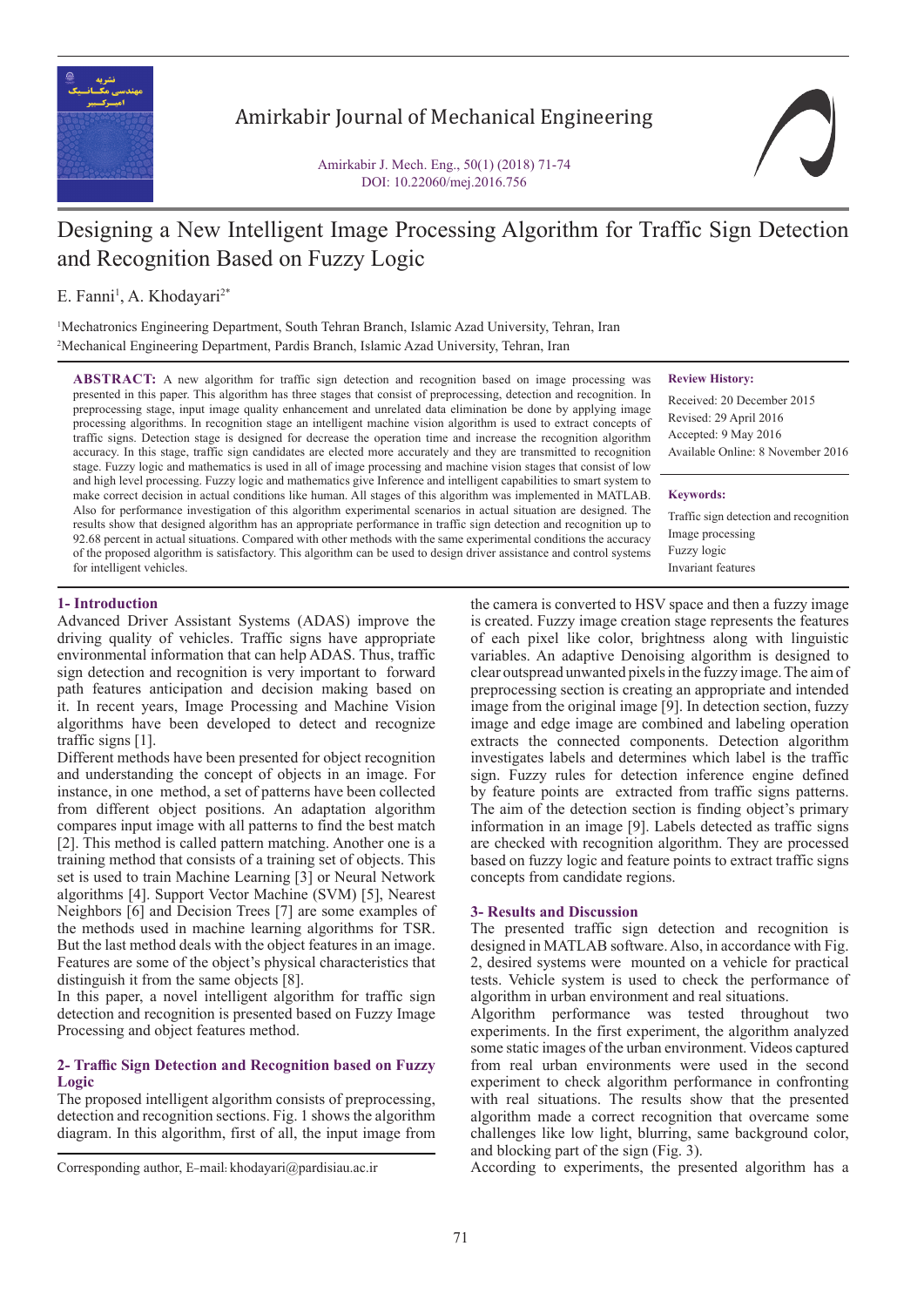# Designing a New Intelligent Image Processing Algorithm for Traffic Sign Detection and Recognition Based on Fuzzy Logic

E. Fanni[1], A. Khodayari[2*]

[1]Mechatronics Engineering Department, South Tehran Branch, Islamic Azad University, Tehran, Iran
[2]Mechanical Engineering Department, Pardis Branch, Islamic Azad University, Tehran, Iran

**ABSTRACT:** A new algorithm for traffic sign detection and recognition based on image processing was presented in this paper. This algorithm has three stages that consist of preprocessing, detection and recognition. In preprocessing stage, input image quality enhancement and unrelated data elimination be done by applying image processing algorithms. In recognition stage an intelligent machine vision algorithm is used to extract concepts of traffic signs. Detection stage is designed for decrease the operation time and increase the recognition algorithm accuracy. In this stage, traffic sign candidates are elected more accurately and they are transmitted to recognition stage. Fuzzy logic and mathematics is used in all of image processing and machine vision stages that consist of low and high level processing. Fuzzy logic and mathematics give Inference and intelligent capabilities to smart system to make correct decision in actual conditions like human. All stages of this algorithm was implemented in MATLAB. Also for performance investigation of this algorithm experimental scenarios in actual situation are designed. The results show that designed algorithm has an appropriate performance in traffic sign detection and recognition up to 92.68 percent in actual situations. Compared with other methods with the same experimental conditions the accuracy of the proposed algorithm is satisfactory. This algorithm can be used to design driver assistance and control systems for intelligent vehicles.

**Review History:**

Received: 20 December 2015
Revised: 29 April 2016
Accepted: 9 May 2016
Available Online: 8 November 2016

**Keywords:**

Traffic sign detection and recognition
Image processing
Fuzzy logic
Invariant features

## 1- Introduction

Advanced Driver Assistant Systems (ADAS) improve the driving quality of vehicles. Traffic signs have appropriate environmental information that can help ADAS. Thus, traffic sign detection and recognition is very important to forward path features anticipation and decision making based on it. In recent years, Image Processing and Machine Vision algorithms have been developed to detect and recognize traffic signs [1].

Different methods have been presented for object recognition and understanding the concept of objects in an image. For instance, in one method, a set of patterns have been collected from different object positions. An adaptation algorithm compares input image with all patterns to find the best match [2]. This method is called pattern matching. Another one is a training method that consists of a training set of objects. This set is used to train Machine Learning [3] or Neural Network algorithms [4]. Support Vector Machine (SVM) [5], Nearest Neighbors [6] and Decision Trees [7] are some examples of the methods used in machine learning algorithms for TSR. But the last method deals with the object features in an image. Features are some of the object's physical characteristics that distinguish it from the same objects [8].

In this paper, a novel intelligent algorithm for traffic sign detection and recognition is presented based on Fuzzy Image Processing and object features method.

## 2- Traffic Sign Detection and Recognition based on Fuzzy Logic

The proposed intelligent algorithm consists of preprocessing, detection and recognition sections. Fig. 1 shows the algorithm diagram. In this algorithm, first of all, the input image from the camera is converted to HSV space and then a fuzzy image is created. Fuzzy image creation stage represents the features of each pixel like color, brightness along with linguistic variables. An adaptive Denoising algorithm is designed to clear outspread unwanted pixels in the fuzzy image. The aim of preprocessing section is creating an appropriate and intended image from the original image [9]. In detection section, fuzzy image and edge image are combined and labeling operation extracts the connected components. Detection algorithm investigates labels and determines which label is the traffic sign. Fuzzy rules for detection inference engine defined by feature points are extracted from traffic signs patterns. The aim of the detection section is finding object's primary information in an image [9]. Labels detected as traffic signs are checked with recognition algorithm. They are processed based on fuzzy logic and feature points to extract traffic signs concepts from candidate regions.

## 3- Results and Discussion

The presented traffic sign detection and recognition is designed in MATLAB software. Also, in accordance with Fig. 2, desired systems were mounted on a vehicle for practical tests. Vehicle system is used to check the performance of algorithm in urban environment and real situations.

Algorithm performance was tested throughout two experiments. In the first experiment, the algorithm analyzed some static images of the urban environment. Videos captured from real urban environments were used in the second experiment to check algorithm performance in confronting with real situations. The results show that the presented algorithm made a correct recognition that overcame some challenges like low light, blurring, same background color, and blocking part of the sign (Fig. 3).

According to experiments, the presented algorithm has a

Corresponding author, E-mail: khodayari@pardisiau.ac.ir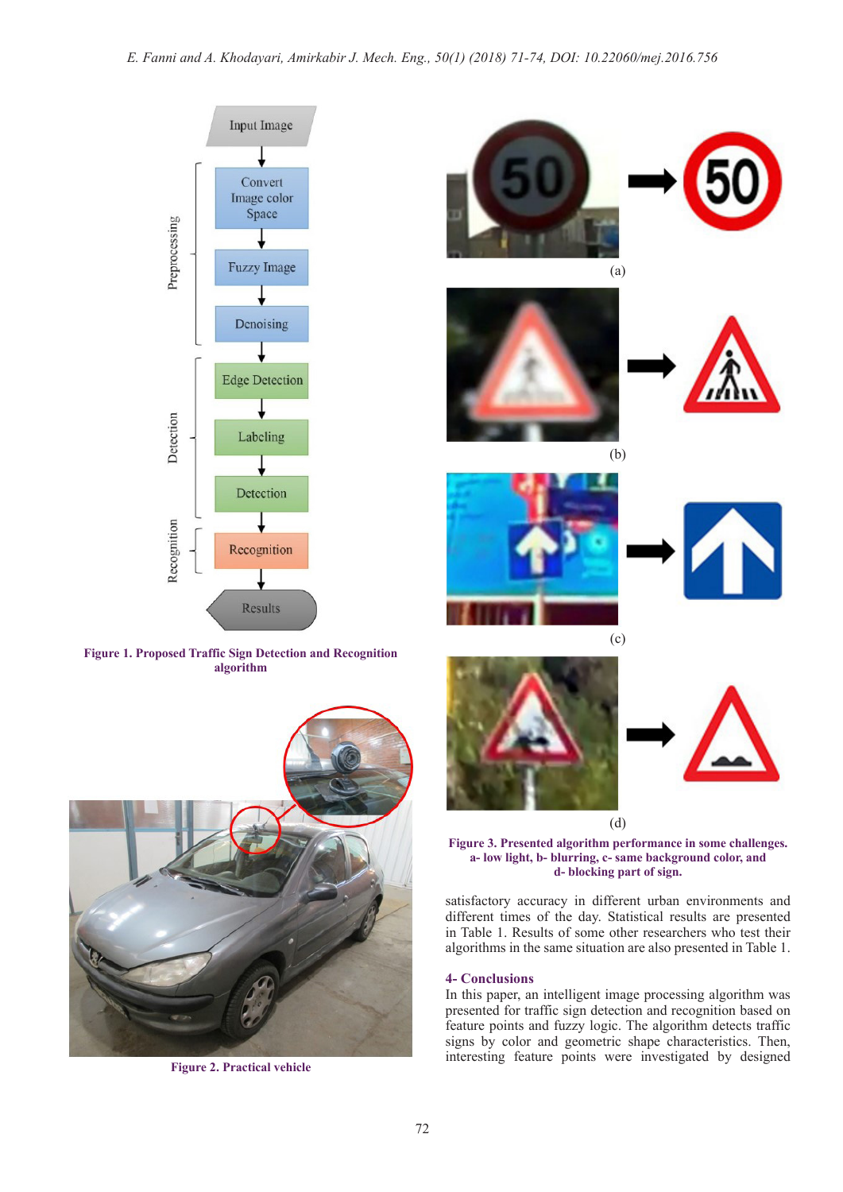Figure 1. Proposed Traffic Sign Detection and Recognition algorithm

Figure 2. Practical vehicle

Figure 3. Presented algorithm performance in some challenges. a- low light, b- blurring, c- same background color, and d- blocking part of sign.

satisfactory accuracy in different urban environments and different times of the day. Statistical results are presented in Table 1. Results of some other researchers who test their algorithms in the same situation are also presented in Table 1.

## 4- Conclusions

In this paper, an intelligent image processing algorithm was presented for traffic sign detection and recognition based on feature points and fuzzy logic. The algorithm detects traffic signs by color and geometric shape characteristics. Then, interesting feature points were investigated by designed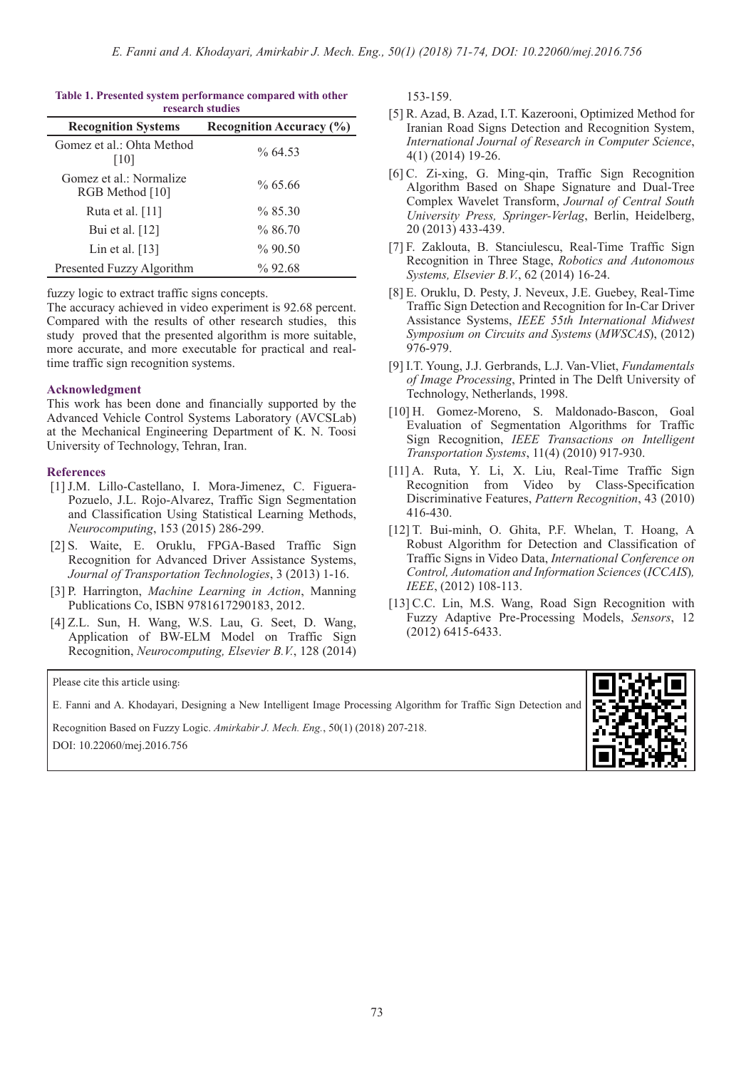Table 1. Presented system performance compared with other research studies

| Recognition Systems | Recognition Accuracy (%) |
|---|---|
| Gomez et al.: Ohta Method [10] | % 64.53 |
| Gomez et al.: Normalize RGB Method [10] | % 65.66 |
| Ruta et al. [11] | % 85.30 |
| Bui et al. [12] | % 86.70 |
| Lin et al. [13] | % 90.50 |
| Presented Fuzzy Algorithm | % 92.68 |

fuzzy logic to extract traffic signs concepts.

The accuracy achieved in video experiment is 92.68 percent. Compared with the results of other research studies, this study proved that the presented algorithm is more suitable, more accurate, and more executable for practical and real-time traffic sign recognition systems.

## Acknowledgment

This work has been done and financially supported by the Advanced Vehicle Control Systems Laboratory (AVCSLab) at the Mechanical Engineering Department of K. N. Toosi University of Technology, Tehran, Iran.

## References

[1] J.M. Lillo-Castellano, I. Mora-Jimenez, C. Figuera-Pozuelo, J.L. Rojo-Alvarez, Traffic Sign Segmentation and Classification Using Statistical Learning Methods, *Neurocomputing*, 153 (2015) 286-299.

[2] S. Waite, E. Oruklu, FPGA-Based Traffic Sign Recognition for Advanced Driver Assistance Systems, *Journal of Transportation Technologies*, 3 (2013) 1-16.

[3] P. Harrington, *Machine Learning in Action*, Manning Publications Co, ISBN 9781617290183, 2012.

[4] Z.L. Sun, H. Wang, W.S. Lau, G. Seet, D. Wang, Application of BW-ELM Model on Traffic Sign Recognition, *Neurocomputing, Elsevier B.V.*, 128 (2014) 153-159.

[5] R. Azad, B. Azad, I.T. Kazerooni, Optimized Method for Iranian Road Signs Detection and Recognition System, *International Journal of Research in Computer Science*, 4(1) (2014) 19-26.

[6] C. Zi-xing, G. Ming-qin, Traffic Sign Recognition Algorithm Based on Shape Signature and Dual-Tree Complex Wavelet Transform, *Journal of Central South University Press, Springer-Verlag*, Berlin, Heidelberg, 20 (2013) 433-439.

[7] F. Zaklouta, B. Stanciulescu, Real-Time Traffic Sign Recognition in Three Stage, *Robotics and Autonomous Systems, Elsevier B.V.*, 62 (2014) 16-24.

[8] E. Oruklu, D. Pesty, J. Neveux, J.E. Guebey, Real-Time Traffic Sign Detection and Recognition for In-Car Driver Assistance Systems, *IEEE 55th International Midwest Symposium on Circuits and Systems* (*MWSCAS*), (2012) 976-979.

[9] I.T. Young, J.J. Gerbrands, L.J. Van-Vliet, *Fundamentals of Image Processing*, Printed in The Delft University of Technology, Netherlands, 1998.

[10] H. Gomez-Moreno, S. Maldonado-Bascon, Goal Evaluation of Segmentation Algorithms for Traffic Sign Recognition, *IEEE Transactions on Intelligent Transportation Systems*, 11(4) (2010) 917-930.

[11] A. Ruta, Y. Li, X. Liu, Real-Time Traffic Sign Recognition from Video by Class-Specification Discriminative Features, *Pattern Recognition*, 43 (2010) 416-430.

[12] T. Bui-minh, O. Ghita, P.F. Whelan, T. Hoang, A Robust Algorithm for Detection and Classification of Traffic Signs in Video Data, *International Conference on Control, Automation and Information Sciences* (*ICCAIS*)*, IEEE*, (2012) 108-113.

[13] C.C. Lin, M.S. Wang, Road Sign Recognition with Fuzzy Adaptive Pre-Processing Models, *Sensors*, 12 (2012) 6415-6433.

Please cite this article using:

E. Fanni and A. Khodayari, Designing a New Intelligent Image Processing Algorithm for Traffic Sign Detection and Recognition Based on Fuzzy Logic. *Amirkabir J. Mech. Eng.*, 50(1) (2018) 207-218.

DOI: 10.22060/mej.2016.756